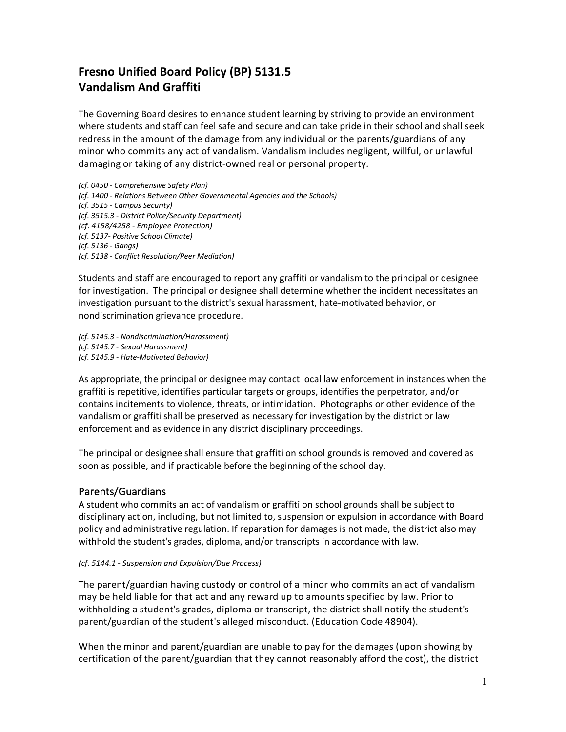# Fresno Unified Board Policy (BP) 5131.5
# Vandalism And Graffiti

The Governing Board desires to enhance student learning by striving to provide an environment where students and staff can feel safe and secure and can take pride in their school and shall seek redress in the amount of the damage from any individual or the parents/guardians of any minor who commits any act of vandalism. Vandalism includes negligent, willful, or unlawful damaging or taking of any district-owned real or personal property.

*(cf. 0450 - Comprehensive Safety Plan)*
*(cf. 1400 - Relations Between Other Governmental Agencies and the Schools)*
*(cf. 3515 - Campus Security)*
*(cf. 3515.3 - District Police/Security Department)*
*(cf. 4158/4258 - Employee Protection)*
*(cf. 5137- Positive School Climate)*
*(cf. 5136 - Gangs)*
*(cf. 5138 - Conflict Resolution/Peer Mediation)*

Students and staff are encouraged to report any graffiti or vandalism to the principal or designee for investigation. The principal or designee shall determine whether the incident necessitates an investigation pursuant to the district's sexual harassment, hate-motivated behavior, or nondiscrimination grievance procedure.

*(cf. 5145.3 - Nondiscrimination/Harassment)*
*(cf. 5145.7 - Sexual Harassment)*
*(cf. 5145.9 - Hate-Motivated Behavior)*

As appropriate, the principal or designee may contact local law enforcement in instances when the graffiti is repetitive, identifies particular targets or groups, identifies the perpetrator, and/or contains incitements to violence, threats, or intimidation. Photographs or other evidence of the vandalism or graffiti shall be preserved as necessary for investigation by the district or law enforcement and as evidence in any district disciplinary proceedings.

The principal or designee shall ensure that graffiti on school grounds is removed and covered as soon as possible, and if practicable before the beginning of the school day.

## Parents/Guardians

A student who commits an act of vandalism or graffiti on school grounds shall be subject to disciplinary action, including, but not limited to, suspension or expulsion in accordance with Board policy and administrative regulation. If reparation for damages is not made, the district also may withhold the student's grades, diploma, and/or transcripts in accordance with law.

*(cf. 5144.1 - Suspension and Expulsion/Due Process)*

The parent/guardian having custody or control of a minor who commits an act of vandalism may be held liable for that act and any reward up to amounts specified by law. Prior to withholding a student's grades, diploma or transcript, the district shall notify the student's parent/guardian of the student's alleged misconduct. (Education Code 48904).

When the minor and parent/guardian are unable to pay for the damages (upon showing by certification of the parent/guardian that they cannot reasonably afford the cost), the district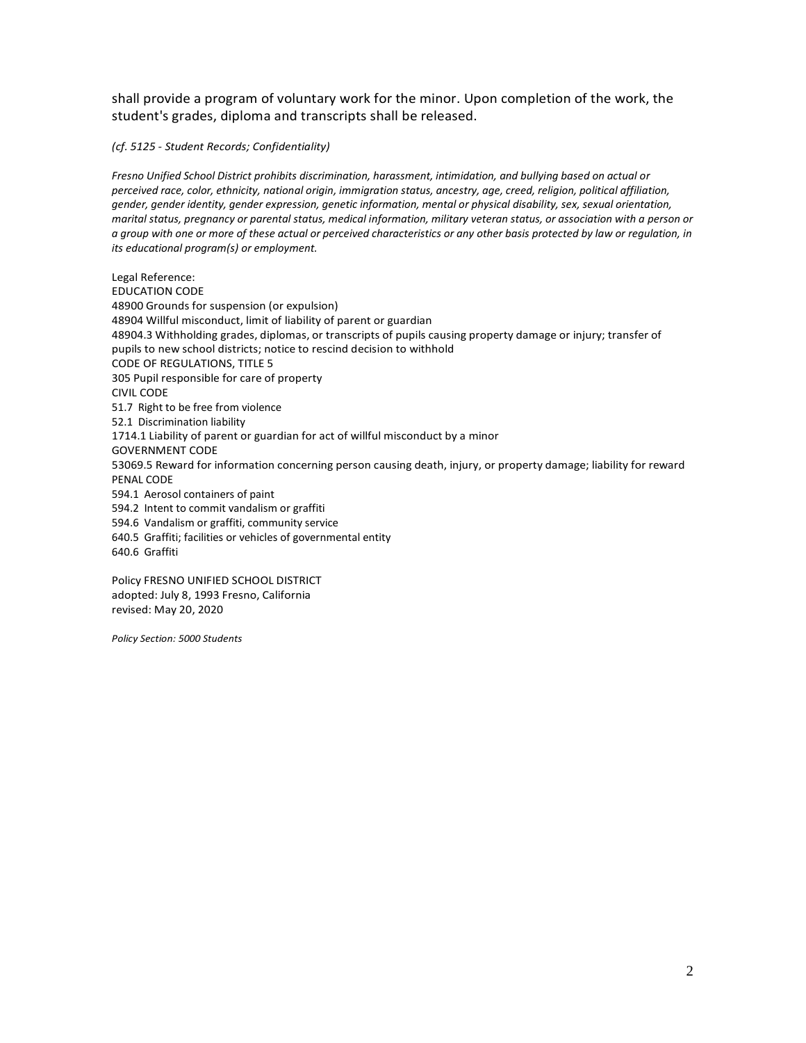shall provide a program of voluntary work for the minor. Upon completion of the work, the student's grades, diploma and transcripts shall be released.

*(cf. 5125 - Student Records; Confidentiality)*

*Fresno Unified School District prohibits discrimination, harassment, intimidation, and bullying based on actual or perceived race, color, ethnicity, national origin, immigration status, ancestry, age, creed, religion, political affiliation, gender, gender identity, gender expression, genetic information, mental or physical disability, sex, sexual orientation, marital status, pregnancy or parental status, medical information, military veteran status, or association with a person or a group with one or more of these actual or perceived characteristics or any other basis protected by law or regulation, in its educational program(s) or employment.*

Legal Reference:
EDUCATION CODE
48900 Grounds for suspension (or expulsion)
48904 Willful misconduct, limit of liability of parent or guardian
48904.3 Withholding grades, diplomas, or transcripts of pupils causing property damage or injury; transfer of pupils to new school districts; notice to rescind decision to withhold
CODE OF REGULATIONS, TITLE 5
305 Pupil responsible for care of property
CIVIL CODE
51.7 Right to be free from violence
52.1 Discrimination liability
1714.1 Liability of parent or guardian for act of willful misconduct by a minor
GOVERNMENT CODE
53069.5 Reward for information concerning person causing death, injury, or property damage; liability for reward
PENAL CODE
594.1 Aerosol containers of paint
594.2 Intent to commit vandalism or graffiti
594.6 Vandalism or graffiti, community service
640.5 Graffiti; facilities or vehicles of governmental entity
640.6 Graffiti

Policy FRESNO UNIFIED SCHOOL DISTRICT
adopted: July 8, 1993 Fresno, California
revised: May 20, 2020

*Policy Section: 5000 Students*